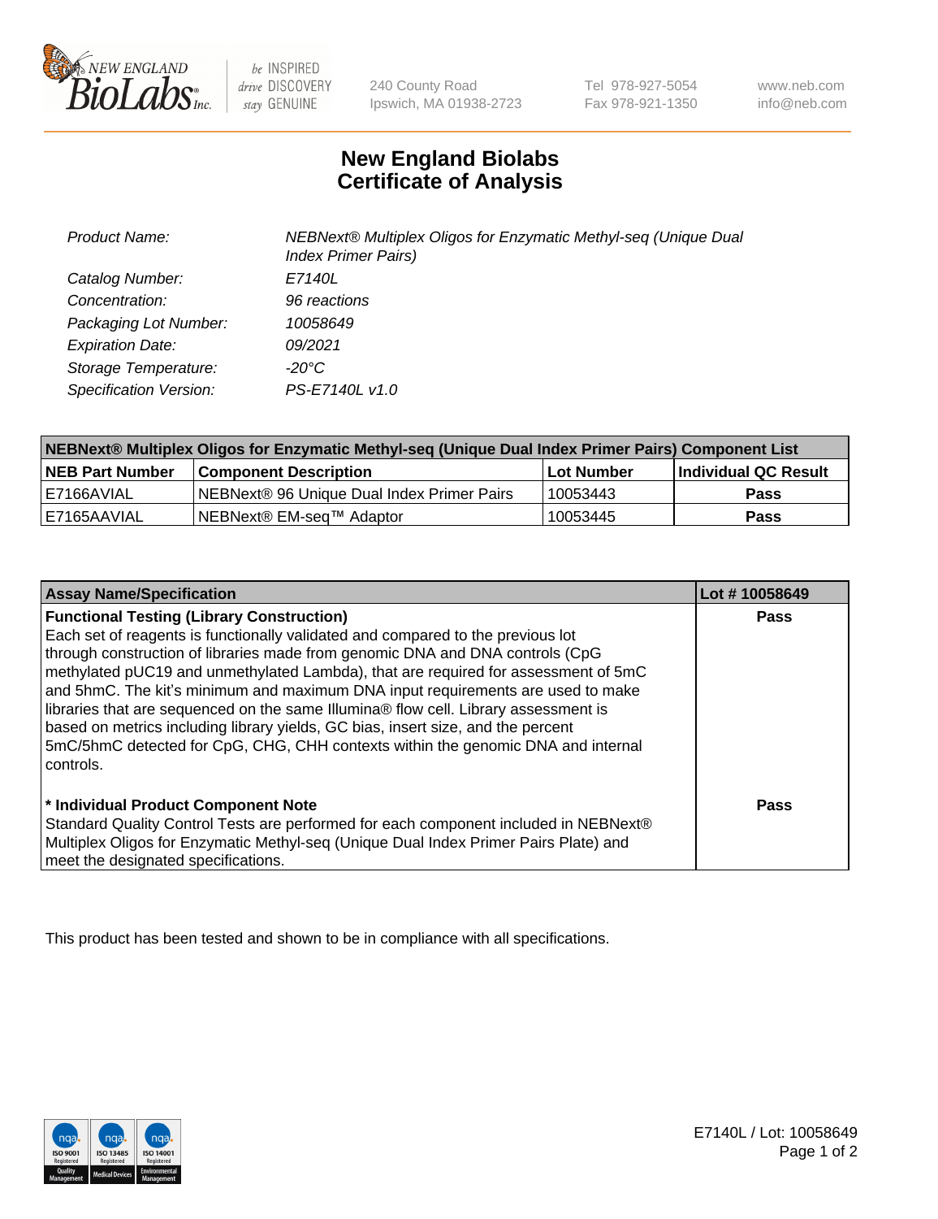New England Biolabs, 240 County Road, Ipswich, MA 01938-2723 | Tel 978-927-5054 | Fax 978-921-1350 | www.neb.com | info@neb.com

# New England Biolabs Certificate of Analysis

| | |
|---|---|
| *Product Name:* | *NEBNext® Multiplex Oligos for Enzymatic Methyl-seq (Unique Dual Index Primer Pairs)* |
| *Catalog Number:* | *E7140L* |
| *Concentration:* | *96 reactions* |
| *Packaging Lot Number:* | *10058649* |
| *Expiration Date:* | *09/2021* |
| *Storage Temperature:* | *-20°C* |
| *Specification Version:* | *PS-E7140L v1.0* |

**NEBNext® Multiplex Oligos for Enzymatic Methyl-seq (Unique Dual Index Primer Pairs) Component List**

| NEB Part Number | Component Description | Lot Number | Individual QC Result |
|---|---|---|---|
| E7166AVIAL | NEBNext® 96 Unique Dual Index Primer Pairs | 10053443 | **Pass** |
| E7165AAVIAL | NEBNext® EM-seq™ Adaptor | 10053445 | **Pass** |

| Assay Name/Specification | Lot # 10058649 |
|---|---|
| **Functional Testing (Library Construction)** Each set of reagents is functionally validated and compared to the previous lot through construction of libraries made from genomic DNA and DNA controls (CpG methylated pUC19 and unmethylated Lambda), that are required for assessment of 5mC and 5hmC. The kit's minimum and maximum DNA input requirements are used to make libraries that are sequenced on the same Illumina® flow cell. Library assessment is based on metrics including library yields, GC bias, insert size, and the percent 5mC/5hmC detected for CpG, CHG, CHH contexts within the genomic DNA and internal controls. | **Pass** |
| **\* Individual Product Component Note** Standard Quality Control Tests are performed for each component included in NEBNext® Multiplex Oligos for Enzymatic Methyl-seq (Unique Dual Index Primer Pairs Plate) and meet the designated specifications. | **Pass** |

This product has been tested and shown to be in compliance with all specifications.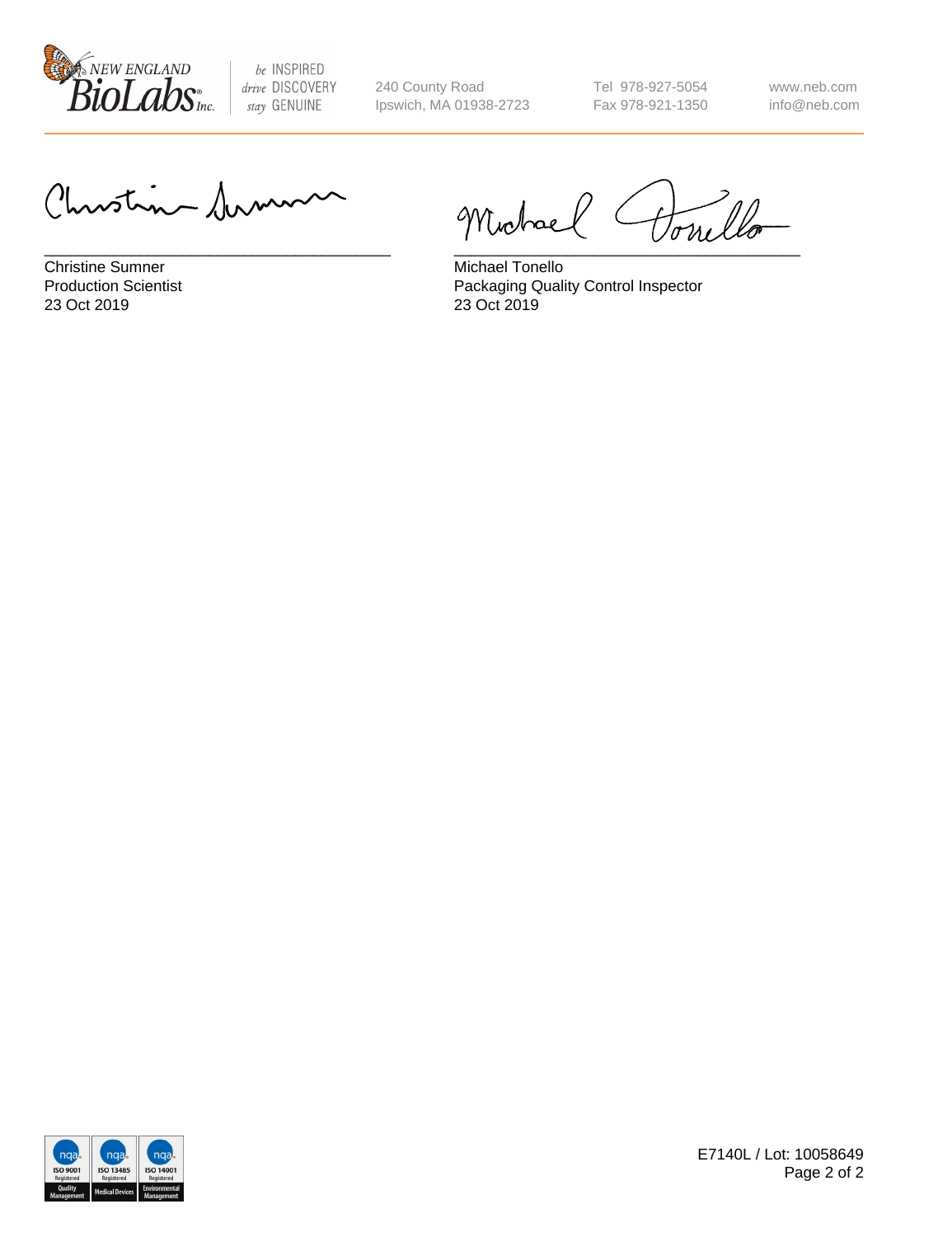Christine Sumner
Production Scientist
23 Oct 2019

Michael Tonello
Packaging Quality Control Inspector
23 Oct 2019

E7140L / Lot: 10058649